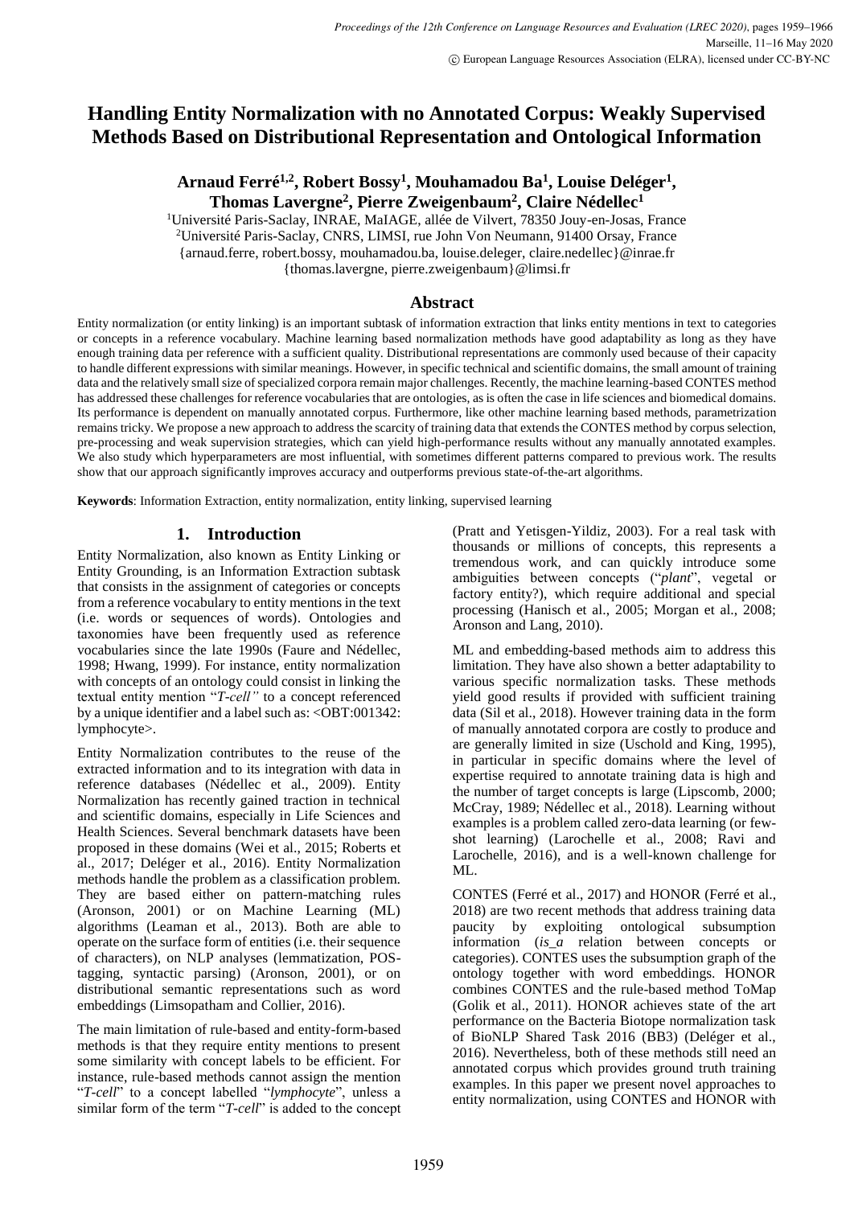# Handling Entity Normalization with no Annotated Corpus: Weakly Supervised Methods Based on Distributional Representation and Ontological Information

**Arnaud Ferré[1,2], Robert Bossy[1], Mouhamadou Ba[1], Louise Deléger[1], Thomas Lavergne[2], Pierre Zweigenbaum[2], Claire Nédellec[1]**

[1]Université Paris-Saclay, INRAE, MaIAGE, allée de Vilvert, 78350 Jouy-en-Josas, France
[2]Université Paris-Saclay, CNRS, LIMSI, rue John Von Neumann, 91400 Orsay, France
{arnaud.ferre, robert.bossy, mouhamadou.ba, louise.deleger, claire.nedellec}@inrae.fr
{thomas.lavergne, pierre.zweigenbaum}@limsi.fr

## Abstract

Entity normalization (or entity linking) is an important subtask of information extraction that links entity mentions in text to categories or concepts in a reference vocabulary. Machine learning based normalization methods have good adaptability as long as they have enough training data per reference with a sufficient quality. Distributional representations are commonly used because of their capacity to handle different expressions with similar meanings. However, in specific technical and scientific domains, the small amount of training data and the relatively small size of specialized corpora remain major challenges. Recently, the machine learning-based CONTES method has addressed these challenges for reference vocabularies that are ontologies, as is often the case in life sciences and biomedical domains. Its performance is dependent on manually annotated corpus. Furthermore, like other machine learning based methods, parametrization remains tricky. We propose a new approach to address the scarcity of training data that extends the CONTES method by corpus selection, pre-processing and weak supervision strategies, which can yield high-performance results without any manually annotated examples. We also study which hyperparameters are most influential, with sometimes different patterns compared to previous work. The results show that our approach significantly improves accuracy and outperforms previous state-of-the-art algorithms.

**Keywords**: Information Extraction, entity normalization, entity linking, supervised learning

## 1. Introduction

Entity Normalization, also known as Entity Linking or Entity Grounding, is an Information Extraction subtask that consists in the assignment of categories or concepts from a reference vocabulary to entity mentions in the text (i.e. words or sequences of words). Ontologies and taxonomies have been frequently used as reference vocabularies since the late 1990s (Faure and Nédellec, 1998; Hwang, 1999). For instance, entity normalization with concepts of an ontology could consist in linking the textual entity mention "*T-cell*" to a concept referenced by a unique identifier and a label such as: <OBT:001342: lymphocyte>.

Entity Normalization contributes to the reuse of the extracted information and to its integration with data in reference databases (Nédellec et al., 2009). Entity Normalization has recently gained traction in technical and scientific domains, especially in Life Sciences and Health Sciences. Several benchmark datasets have been proposed in these domains (Wei et al., 2015; Roberts et al., 2017; Deléger et al., 2016). Entity Normalization methods handle the problem as a classification problem. They are based either on pattern-matching rules (Aronson, 2001) or on Machine Learning (ML) algorithms (Leaman et al., 2013). Both are able to operate on the surface form of entities (i.e. their sequence of characters), on NLP analyses (lemmatization, POS-tagging, syntactic parsing) (Aronson, 2001), or on distributional semantic representations such as word embeddings (Limsopatham and Collier, 2016).

The main limitation of rule-based and entity-form-based methods is that they require entity mentions to present some similarity with concept labels to be efficient. For instance, rule-based methods cannot assign the mention "*T-cell*" to a concept labelled "*lymphocyte*", unless a similar form of the term "*T-cell*" is added to the concept (Pratt and Yetisgen-Yildiz, 2003). For a real task with thousands or millions of concepts, this represents a tremendous work, and can quickly introduce some ambiguities between concepts ("*plant*", vegetal or factory entity?), which require additional and special processing (Hanisch et al., 2005; Morgan et al., 2008; Aronson and Lang, 2010).

ML and embedding-based methods aim to address this limitation. They have also shown a better adaptability to various specific normalization tasks. These methods yield good results if provided with sufficient training data (Sil et al., 2018). However training data in the form of manually annotated corpora are costly to produce and are generally limited in size (Uschold and King, 1995), in particular in specific domains where the level of expertise required to annotate training data is high and the number of target concepts is large (Lipscomb, 2000; McCray, 1989; Nédellec et al., 2018). Learning without examples is a problem called zero-data learning (or few-shot learning) (Larochelle et al., 2008; Ravi and Larochelle, 2016), and is a well-known challenge for ML.

CONTES (Ferré et al., 2017) and HONOR (Ferré et al., 2018) are two recent methods that address training data paucity by exploiting ontological subsumption information (*is_a* relation between concepts or categories). CONTES uses the subsumption graph of the ontology together with word embeddings. HONOR combines CONTES and the rule-based method ToMap (Golik et al., 2011). HONOR achieves state of the art performance on the Bacteria Biotope normalization task of BioNLP Shared Task 2016 (BB3) (Deléger et al., 2016). Nevertheless, both of these methods still need an annotated corpus which provides ground truth training examples. In this paper we present novel approaches to entity normalization, using CONTES and HONOR with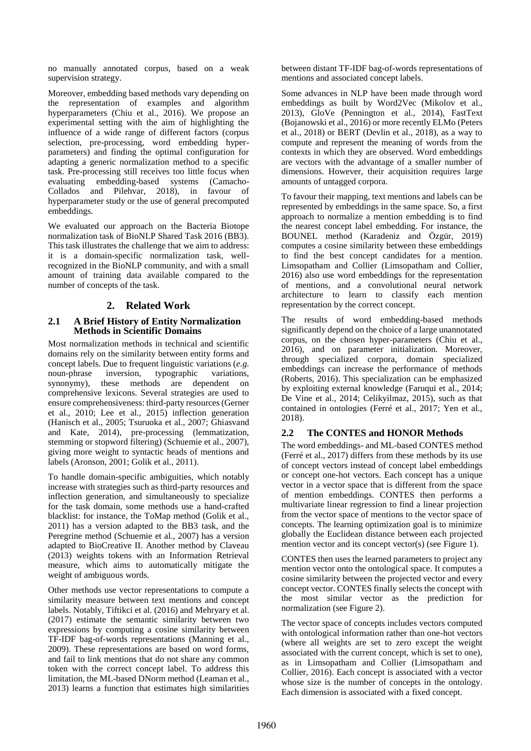no manually annotated corpus, based on a weak supervision strategy.

Moreover, embedding based methods vary depending on the representation of examples and algorithm hyperparameters (Chiu et al., 2016). We propose an experimental setting with the aim of highlighting the influence of a wide range of different factors (corpus selection, pre-processing, word embedding hyper-parameters) and finding the optimal configuration for adapting a generic normalization method to a specific task. Pre-processing still receives too little focus when evaluating embedding-based systems (Camacho-Collados and Pilehvar, 2018), in favour of hyperparameter study or the use of general precomputed embeddings.

We evaluated our approach on the Bacteria Biotope normalization task of BioNLP Shared Task 2016 (BB3). This task illustrates the challenge that we aim to address: it is a domain-specific normalization task, well-recognized in the BioNLP community, and with a small amount of training data available compared to the number of concepts of the task.

# 2. Related Work

## 2.1 A Brief History of Entity Normalization Methods in Scientific Domains

Most normalization methods in technical and scientific domains rely on the similarity between entity forms and concept labels. Due to frequent linguistic variations (*e.g.* noun-phrase inversion, typographic variations, synonymy), these methods are dependent on comprehensive lexicons. Several strategies are used to ensure comprehensiveness: third-party resources (Gerner et al., 2010; Lee et al., 2015) inflection generation (Hanisch et al., 2005; Tsuruoka et al., 2007; Ghiasvand and Kate, 2014), pre-processing (lemmatization, stemming or stopword filtering) (Schuemie et al., 2007), giving more weight to syntactic heads of mentions and labels (Aronson, 2001; Golik et al., 2011).

To handle domain-specific ambiguities, which notably increase with strategies such as third-party resources and inflection generation, and simultaneously to specialize for the task domain, some methods use a hand-crafted blacklist: for instance, the ToMap method (Golik et al., 2011) has a version adapted to the BB3 task, and the Peregrine method (Schuemie et al., 2007) has a version adapted to BioCreative II. Another method by Claveau (2013) weights tokens with an Information Retrieval measure, which aims to automatically mitigate the weight of ambiguous words.

Other methods use vector representations to compute a similarity measure between text mentions and concept labels. Notably, Tiftikci et al. (2016) and Mehryary et al. (2017) estimate the semantic similarity between two expressions by computing a cosine similarity between TF-IDF bag-of-words representations (Manning et al., 2009). These representations are based on word forms, and fail to link mentions that do not share any common token with the correct concept label. To address this limitation, the ML-based DNorm method (Leaman et al., 2013) learns a function that estimates high similarities between distant TF-IDF bag-of-words representations of mentions and associated concept labels.

Some advances in NLP have been made through word embeddings as built by Word2Vec (Mikolov et al., 2013), GloVe (Pennington et al., 2014), FastText (Bojanowski et al., 2016) or more recently ELMo (Peters et al., 2018) or BERT (Devlin et al., 2018), as a way to compute and represent the meaning of words from the contexts in which they are observed. Word embeddings are vectors with the advantage of a smaller number of dimensions. However, their acquisition requires large amounts of untagged corpora.

To favour their mapping, text mentions and labels can be represented by embeddings in the same space. So, a first approach to normalize a mention embedding is to find the nearest concept label embedding. For instance, the BOUNEL method (Karadeniz and Özgür, 2019) computes a cosine similarity between these embeddings to find the best concept candidates for a mention. Limsopatham and Collier (Limsopatham and Collier, 2016) also use word embeddings for the representation of mentions, and a convolutional neural network architecture to learn to classify each mention representation by the correct concept.

The results of word embedding-based methods significantly depend on the choice of a large unannotated corpus, on the chosen hyper-parameters (Chiu et al., 2016), and on parameter initialization. Moreover, through specialized corpora, domain specialized embeddings can increase the performance of methods (Roberts, 2016). This specialization can be emphasized by exploiting external knowledge (Faruqui et al., 2014; De Vine et al., 2014; Celikyilmaz, 2015), such as that contained in ontologies (Ferré et al., 2017; Yen et al., 2018).

## 2.2 The CONTES and HONOR Methods

The word embeddings- and ML-based CONTES method (Ferré et al., 2017) differs from these methods by its use of concept vectors instead of concept label embeddings or concept one-hot vectors. Each concept has a unique vector in a vector space that is different from the space of mention embeddings. CONTES then performs a multivariate linear regression to find a linear projection from the vector space of mentions to the vector space of concepts. The learning optimization goal is to minimize globally the Euclidean distance between each projected mention vector and its concept vector(s) (see Figure 1).

CONTES then uses the learned parameters to project any mention vector onto the ontological space. It computes a cosine similarity between the projected vector and every concept vector. CONTES finally selects the concept with the most similar vector as the prediction for normalization (see Figure 2).

The vector space of concepts includes vectors computed with ontological information rather than one-hot vectors (where all weights are set to zero except the weight associated with the current concept, which is set to one), as in Limsopatham and Collier (Limsopatham and Collier, 2016). Each concept is associated with a vector whose size is the number of concepts in the ontology. Each dimension is associated with a fixed concept.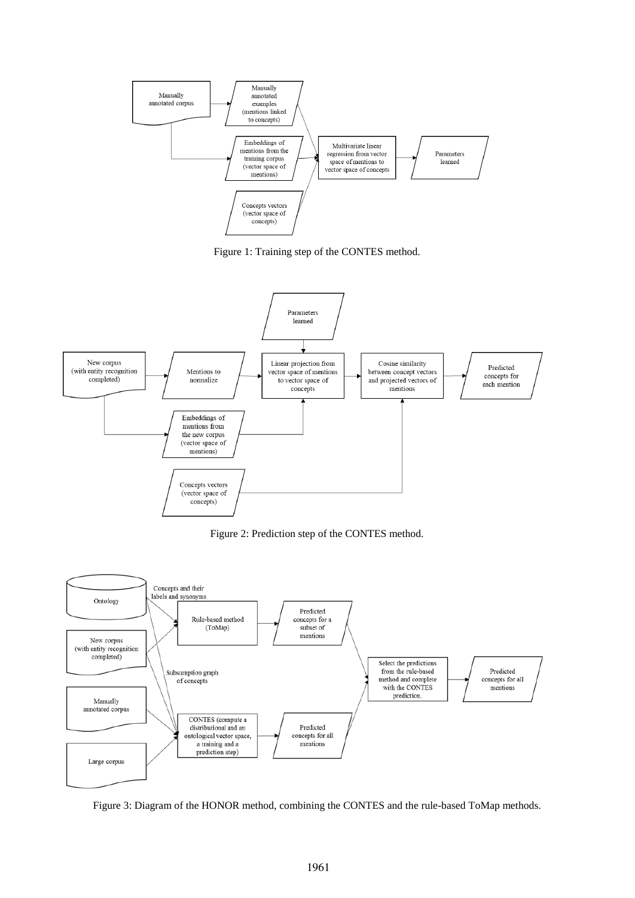Manually annotated corpus

Manually annotated examples (mentions linked to concepts)

Embeddings of mentions from the training corpus (vector space of mentions)

Concepts vectors (vector space of concepts)

Multivariate linear regression from vector space of mentions to vector space of concepts

Parameters learned

Figure 1: Training step of the CONTES method.

Parameters learned

New corpus (with entity recognition completed)

Mentions to normalize

Linear projection from vector space of mentions to vector space of concepts

Cosine similarity between concept vectors and projected vectors of mentions

Predicted concepts for each mention

Embeddings of mentions from the new corpus (vector space of mentions)

Concepts vectors (vector space of concepts)

Figure 2: Prediction step of the CONTES method.

Ontology

Concepts and their labels and synonyms

Rule-based method (ToMap)

Predicted concepts for a subset of mentions

New corpus (with entity recognition completed)

Subsumption graph of concepts

Select the predictions from the rule-based method and complete with the CONTES prediction.

Predicted concepts for all mentions

Manually annotated corpus

CONTES (compute a distributional and an ontological vector space, a training and a prediction step)

Predicted concepts for all mentions

Large corpus

Figure 3: Diagram of the HONOR method, combining the CONTES and the rule-based ToMap methods.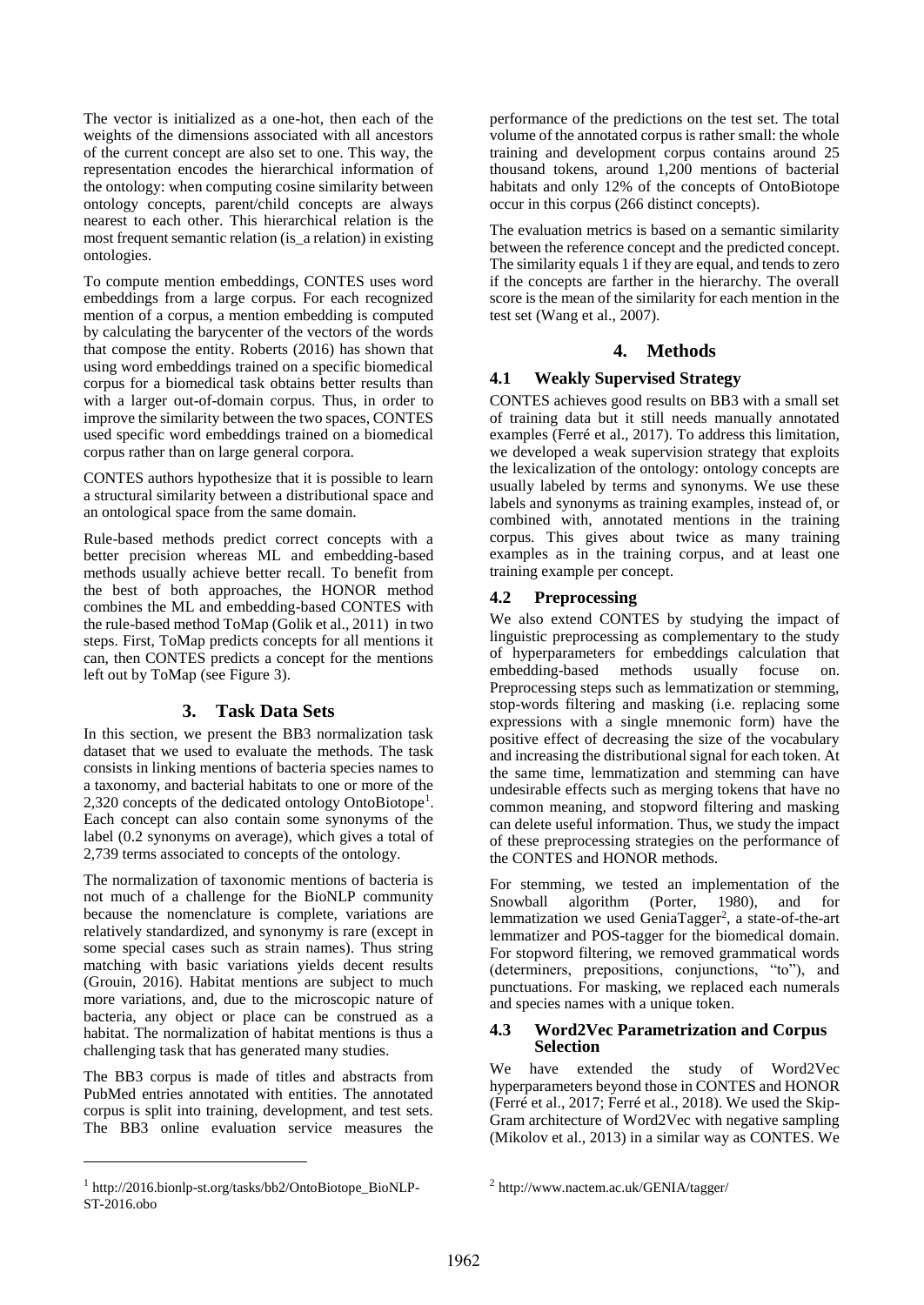The vector is initialized as a one-hot, then each of the weights of the dimensions associated with all ancestors of the current concept are also set to one. This way, the representation encodes the hierarchical information of the ontology: when computing cosine similarity between ontology concepts, parent/child concepts are always nearest to each other. This hierarchical relation is the most frequent semantic relation (is_a relation) in existing ontologies.

To compute mention embeddings, CONTES uses word embeddings from a large corpus. For each recognized mention of a corpus, a mention embedding is computed by calculating the barycenter of the vectors of the words that compose the entity. Roberts (2016) has shown that using word embeddings trained on a specific biomedical corpus for a biomedical task obtains better results than with a larger out-of-domain corpus. Thus, in order to improve the similarity between the two spaces, CONTES used specific word embeddings trained on a biomedical corpus rather than on large general corpora.

CONTES authors hypothesize that it is possible to learn a structural similarity between a distributional space and an ontological space from the same domain.

Rule-based methods predict correct concepts with a better precision whereas ML and embedding-based methods usually achieve better recall. To benefit from the best of both approaches, the HONOR method combines the ML and embedding-based CONTES with the rule-based method ToMap (Golik et al., 2011) in two steps. First, ToMap predicts concepts for all mentions it can, then CONTES predicts a concept for the mentions left out by ToMap (see Figure 3).

## 3. Task Data Sets

In this section, we present the BB3 normalization task dataset that we used to evaluate the methods. The task consists in linking mentions of bacteria species names to a taxonomy, and bacterial habitats to one or more of the 2,320 concepts of the dedicated ontology OntoBiotope[1]. Each concept can also contain some synonyms of the label (0.2 synonyms on average), which gives a total of 2,739 terms associated to concepts of the ontology.

The normalization of taxonomic mentions of bacteria is not much of a challenge for the BioNLP community because the nomenclature is complete, variations are relatively standardized, and synonymy is rare (except in some special cases such as strain names). Thus string matching with basic variations yields decent results (Grouin, 2016). Habitat mentions are subject to much more variations, and, due to the microscopic nature of bacteria, any object or place can be construed as a habitat. The normalization of habitat mentions is thus a challenging task that has generated many studies.

The BB3 corpus is made of titles and abstracts from PubMed entries annotated with entities. The annotated corpus is split into training, development, and test sets. The BB3 online evaluation service measures the performance of the predictions on the test set. The total volume of the annotated corpus is rather small: the whole training and development corpus contains around 25 thousand tokens, around 1,200 mentions of bacterial habitats and only 12% of the concepts of OntoBiotope occur in this corpus (266 distinct concepts).

The evaluation metrics is based on a semantic similarity between the reference concept and the predicted concept. The similarity equals 1 if they are equal, and tends to zero if the concepts are farther in the hierarchy. The overall score is the mean of the similarity for each mention in the test set (Wang et al., 2007).

## 4. Methods

### 4.1 Weakly Supervised Strategy

CONTES achieves good results on BB3 with a small set of training data but it still needs manually annotated examples (Ferré et al., 2017). To address this limitation, we developed a weak supervision strategy that exploits the lexicalization of the ontology: ontology concepts are usually labeled by terms and synonyms. We use these labels and synonyms as training examples, instead of, or combined with, annotated mentions in the training corpus. This gives about twice as many training examples as in the training corpus, and at least one training example per concept.

### 4.2 Preprocessing

We also extend CONTES by studying the impact of linguistic preprocessing as complementary to the study of hyperparameters for embeddings calculation that embedding-based methods usually focuse on. Preprocessing steps such as lemmatization or stemming, stop-words filtering and masking (i.e. replacing some expressions with a single mnemonic form) have the positive effect of decreasing the size of the vocabulary and increasing the distributional signal for each token. At the same time, lemmatization and stemming can have undesirable effects such as merging tokens that have no common meaning, and stopword filtering and masking can delete useful information. Thus, we study the impact of these preprocessing strategies on the performance of the CONTES and HONOR methods.

For stemming, we tested an implementation of the Snowball algorithm (Porter, 1980), and for lemmatization we used GeniaTagger[2], a state-of-the-art lemmatizer and POS-tagger for the biomedical domain. For stopword filtering, we removed grammatical words (determiners, prepositions, conjunctions, "to"), and punctuations. For masking, we replaced each numerals and species names with a unique token.

### 4.3 Word2Vec Parametrization and Corpus Selection

We have extended the study of Word2Vec hyperparameters beyond those in CONTES and HONOR (Ferré et al., 2017; Ferré et al., 2018). We used the Skip-Gram architecture of Word2Vec with negative sampling (Mikolov et al., 2013) in a similar way as CONTES. We

[1] http://2016.bionlp-st.org/tasks/bb2/OntoBiotope_BioNLP-ST-2016.obo

[2] http://www.nactem.ac.uk/GENIA/tagger/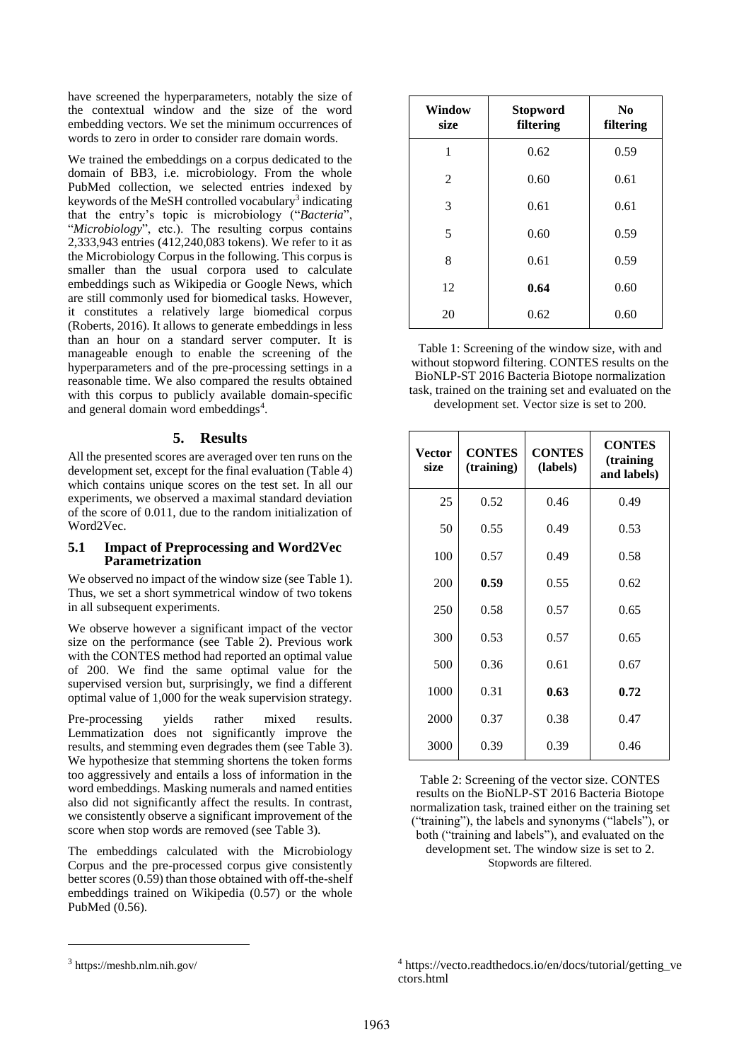have screened the hyperparameters, notably the size of the contextual window and the size of the word embedding vectors. We set the minimum occurrences of words to zero in order to consider rare domain words.

We trained the embeddings on a corpus dedicated to the domain of BB3, i.e. microbiology. From the whole PubMed collection, we selected entries indexed by keywords of the MeSH controlled vocabulary[3] indicating that the entry's topic is microbiology ("*Bacteria*", "*Microbiology*", etc.). The resulting corpus contains 2,333,943 entries (412,240,083 tokens). We refer to it as the Microbiology Corpus in the following. This corpus is smaller than the usual corpora used to calculate embeddings such as Wikipedia or Google News, which are still commonly used for biomedical tasks. However, it constitutes a relatively large biomedical corpus (Roberts, 2016). It allows to generate embeddings in less than an hour on a standard server computer. It is manageable enough to enable the screening of the hyperparameters and of the pre-processing settings in a reasonable time. We also compared the results obtained with this corpus to publicly available domain-specific and general domain word embeddings[4].

## 5. Results

All the presented scores are averaged over ten runs on the development set, except for the final evaluation (Table 4) which contains unique scores on the test set. In all our experiments, we observed a maximal standard deviation of the score of 0.011, due to the random initialization of Word2Vec.

### 5.1 Impact of Preprocessing and Word2Vec Parametrization

We observed no impact of the window size (see Table 1). Thus, we set a short symmetrical window of two tokens in all subsequent experiments.

We observe however a significant impact of the vector size on the performance (see Table 2). Previous work with the CONTES method had reported an optimal value of 200. We find the same optimal value for the supervised version but, surprisingly, we find a different optimal value of 1,000 for the weak supervision strategy.

Pre-processing yields rather mixed results. Lemmatization does not significantly improve the results, and stemming even degrades them (see Table 3). We hypothesize that stemming shortens the token forms too aggressively and entails a loss of information in the word embeddings. Masking numerals and named entities also did not significantly affect the results. In contrast, we consistently observe a significant improvement of the score when stop words are removed (see Table 3).

The embeddings calculated with the Microbiology Corpus and the pre-processed corpus give consistently better scores (0.59) than those obtained with off-the-shelf embeddings trained on Wikipedia (0.57) or the whole PubMed (0.56).

| Window size | Stopword filtering | No filtering |
|---|---|---|
| 1 | 0.62 | 0.59 |
| 2 | 0.60 | 0.61 |
| 3 | 0.61 | 0.61 |
| 5 | 0.60 | 0.59 |
| 8 | 0.61 | 0.59 |
| 12 | **0.64** | 0.60 |
| 20 | 0.62 | 0.60 |

Table 1: Screening of the window size, with and without stopword filtering. CONTES results on the BioNLP-ST 2016 Bacteria Biotope normalization task, trained on the training set and evaluated on the development set. Vector size is set to 200.

| Vector size | CONTES (training) | CONTES (labels) | CONTES (training and labels) |
|---|---|---|---|
| 25 | 0.52 | 0.46 | 0.49 |
| 50 | 0.55 | 0.49 | 0.53 |
| 100 | 0.57 | 0.49 | 0.58 |
| 200 | **0.59** | 0.55 | 0.62 |
| 250 | 0.58 | 0.57 | 0.65 |
| 300 | 0.53 | 0.57 | 0.65 |
| 500 | 0.36 | 0.61 | 0.67 |
| 1000 | 0.31 | **0.63** | **0.72** |
| 2000 | 0.37 | 0.38 | 0.47 |
| 3000 | 0.39 | 0.39 | 0.46 |

Table 2: Screening of the vector size. CONTES results on the BioNLP-ST 2016 Bacteria Biotope normalization task, trained either on the training set ("training"), the labels and synonyms ("labels"), or both ("training and labels"), and evaluated on the development set. The window size is set to 2. Stopwords are filtered.

[3] https://meshb.nlm.nih.gov/

[4] https://vecto.readthedocs.io/en/docs/tutorial/getting_vectors.html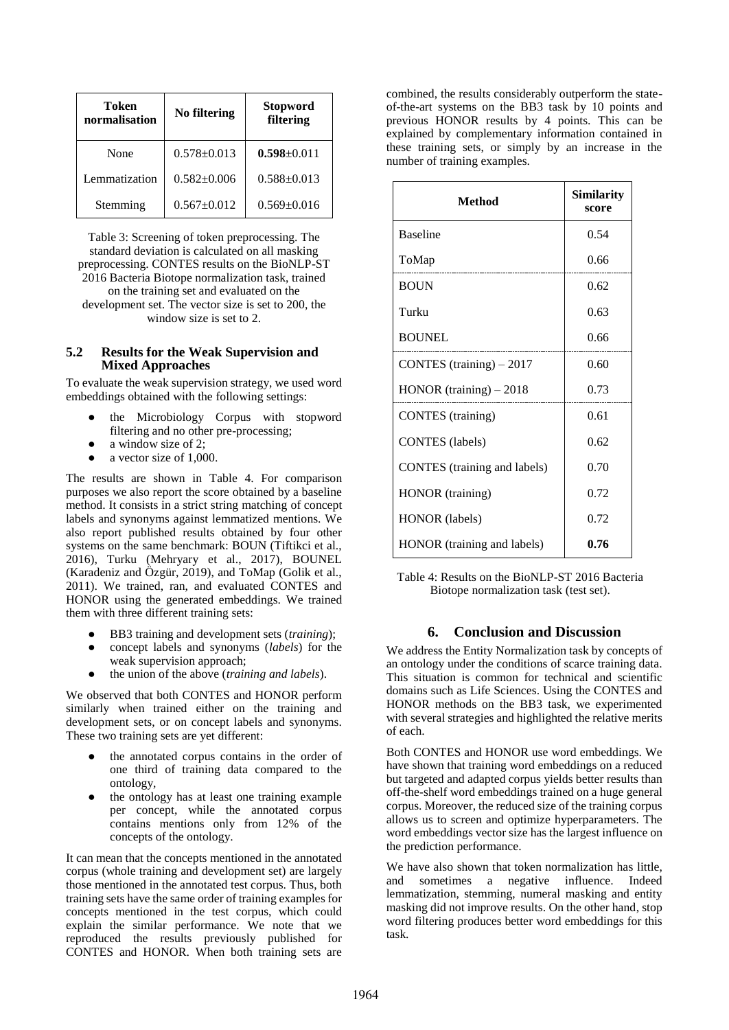| Token normalisation | No filtering | Stopword filtering |
|---|---|---|
| None | 0.578±0.013 | **0.598**±0.011 |
| Lemmatization | 0.582±0.006 | 0.588±0.013 |
| Stemming | 0.567±0.012 | 0.569±0.016 |

Table 3: Screening of token preprocessing. The standard deviation is calculated on all masking preprocessing. CONTES results on the BioNLP-ST 2016 Bacteria Biotope normalization task, trained on the training set and evaluated on the development set. The vector size is set to 200, the window size is set to 2.

### 5.2 Results for the Weak Supervision and Mixed Approaches

To evaluate the weak supervision strategy, we used word embeddings obtained with the following settings:

- the Microbiology Corpus with stopword filtering and no other pre-processing;
- a window size of 2;
- a vector size of 1,000.

The results are shown in Table 4. For comparison purposes we also report the score obtained by a baseline method. It consists in a strict string matching of concept labels and synonyms against lemmatized mentions. We also report published results obtained by four other systems on the same benchmark: BOUN (Tiftikci et al., 2016), Turku (Mehryary et al., 2017), BOUNEL (Karadeniz and Özgür, 2019), and ToMap (Golik et al., 2011). We trained, ran, and evaluated CONTES and HONOR using the generated embeddings. We trained them with three different training sets:

- BB3 training and development sets (*training*);
- concept labels and synonyms (*labels*) for the weak supervision approach;
- the union of the above (*training and labels*).

We observed that both CONTES and HONOR perform similarly when trained either on the training and development sets, or on concept labels and synonyms. These two training sets are yet different:

- the annotated corpus contains in the order of one third of training data compared to the ontology,
- the ontology has at least one training example per concept, while the annotated corpus contains mentions only from 12% of the concepts of the ontology.

It can mean that the concepts mentioned in the annotated corpus (whole training and development set) are largely those mentioned in the annotated test corpus. Thus, both training sets have the same order of training examples for concepts mentioned in the test corpus, which could explain the similar performance. We note that we reproduced the results previously published for CONTES and HONOR. When both training sets are combined, the results considerably outperform the state-of-the-art systems on the BB3 task by 10 points and previous HONOR results by 4 points. This can be explained by complementary information contained in these training sets, or simply by an increase in the number of training examples.

| Method | Similarity score |
|---|---|
| Baseline | 0.54 |
| ToMap | 0.66 |
| BOUN | 0.62 |
| Turku | 0.63 |
| BOUNEL | 0.66 |
| CONTES (training) – 2017 | 0.60 |
| HONOR (training) – 2018 | 0.73 |
| CONTES (training) | 0.61 |
| CONTES (labels) | 0.62 |
| CONTES (training and labels) | 0.70 |
| HONOR (training) | 0.72 |
| HONOR (labels) | 0.72 |
| HONOR (training and labels) | **0.76** |

Table 4: Results on the BioNLP-ST 2016 Bacteria Biotope normalization task (test set).

## 6. Conclusion and Discussion

We address the Entity Normalization task by concepts of an ontology under the conditions of scarce training data. This situation is common for technical and scientific domains such as Life Sciences. Using the CONTES and HONOR methods on the BB3 task, we experimented with several strategies and highlighted the relative merits of each.

Both CONTES and HONOR use word embeddings. We have shown that training word embeddings on a reduced but targeted and adapted corpus yields better results than off-the-shelf word embeddings trained on a huge general corpus. Moreover, the reduced size of the training corpus allows us to screen and optimize hyperparameters. The word embeddings vector size has the largest influence on the prediction performance.

We have also shown that token normalization has little, and sometimes a negative influence. Indeed lemmatization, stemming, numeral masking and entity masking did not improve results. On the other hand, stop word filtering produces better word embeddings for this task.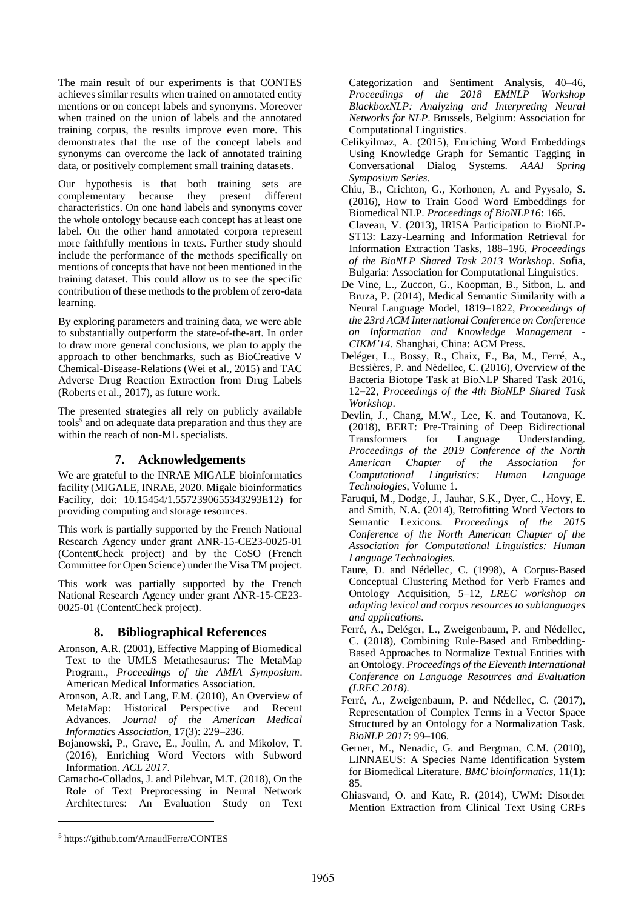The main result of our experiments is that CONTES achieves similar results when trained on annotated entity mentions or on concept labels and synonyms. Moreover when trained on the union of labels and the annotated training corpus, the results improve even more. This demonstrates that the use of the concept labels and synonyms can overcome the lack of annotated training data, or positively complement small training datasets.

Our hypothesis is that both training sets are complementary because they present different characteristics. On one hand labels and synonyms cover the whole ontology because each concept has at least one label. On the other hand annotated corpora represent more faithfully mentions in texts. Further study should include the performance of the methods specifically on mentions of concepts that have not been mentioned in the training dataset. This could allow us to see the specific contribution of these methods to the problem of zero-data learning.

By exploring parameters and training data, we were able to substantially outperform the state-of-the-art. In order to draw more general conclusions, we plan to apply the approach to other benchmarks, such as BioCreative V Chemical-Disease-Relations (Wei et al., 2015) and TAC Adverse Drug Reaction Extraction from Drug Labels (Roberts et al., 2017), as future work.

The presented strategies all rely on publicly available tools[5] and on adequate data preparation and thus they are within the reach of non-ML specialists.

## 7. Acknowledgements

We are grateful to the INRAE MIGALE bioinformatics facility (MIGALE, INRAE, 2020. Migale bioinformatics Facility, doi: 10.15454/1.5572390655343293E12) for providing computing and storage resources.

This work is partially supported by the French National Research Agency under grant ANR-15-CE23-0025-01 (ContentCheck project) and by the CoSO (French Committee for Open Science) under the Visa TM project.

This work was partially supported by the French National Research Agency under grant ANR-15-CE23-0025-01 (ContentCheck project).

## 8. Bibliographical References

Aronson, A.R. (2001), Effective Mapping of Biomedical Text to the UMLS Metathesaurus: The MetaMap Program., *Proceedings of the AMIA Symposium*. American Medical Informatics Association.

Aronson, A.R. and Lang, F.M. (2010), An Overview of MetaMap: Historical Perspective and Recent Advances. *Journal of the American Medical Informatics Association*, 17(3): 229–236.

Bojanowski, P., Grave, E., Joulin, A. and Mikolov, T. (2016), Enriching Word Vectors with Subword Information. *ACL 2017*.

Camacho-Collados, J. and Pilehvar, M.T. (2018), On the Role of Text Preprocessing in Neural Network Architectures: An Evaluation Study on Text Categorization and Sentiment Analysis, 40–46, *Proceedings of the 2018 EMNLP Workshop BlackboxNLP: Analyzing and Interpreting Neural Networks for NLP*. Brussels, Belgium: Association for Computational Linguistics.

Celikyilmaz, A. (2015), Enriching Word Embeddings Using Knowledge Graph for Semantic Tagging in Conversational Dialog Systems. *AAAI Spring Symposium Series.*

Chiu, B., Crichton, G., Korhonen, A. and Pyysalo, S. (2016), How to Train Good Word Embeddings for Biomedical NLP. *Proceedings of BioNLP16*: 166.

Claveau, V. (2013), IRISA Participation to BioNLP-ST13: Lazy-Learning and Information Retrieval for Information Extraction Tasks, 188–196, *Proceedings of the BioNLP Shared Task 2013 Workshop*. Sofia, Bulgaria: Association for Computational Linguistics.

De Vine, L., Zuccon, G., Koopman, B., Sitbon, L. and Bruza, P. (2014), Medical Semantic Similarity with a Neural Language Model, 1819–1822, *Proceedings of the 23rd ACM International Conference on Conference on Information and Knowledge Management - CIKM'14*. Shanghai, China: ACM Press.

Deléger, L., Bossy, R., Chaix, E., Ba, M., Ferré, A., Bessières, P. and Nèdellec, C. (2016), Overview of the Bacteria Biotope Task at BioNLP Shared Task 2016, 12–22, *Proceedings of the 4th BioNLP Shared Task Workshop*.

Devlin, J., Chang, M.W., Lee, K. and Toutanova, K. (2018), BERT: Pre-Training of Deep Bidirectional Transformers for Language Understanding. *Proceedings of the 2019 Conference of the North American Chapter of the Association for Computational Linguistics: Human Language Technologies*, Volume 1.

Faruqui, M., Dodge, J., Jauhar, S.K., Dyer, C., Hovy, E. and Smith, N.A. (2014), Retrofitting Word Vectors to Semantic Lexicons. *Proceedings of the 2015 Conference of the North American Chapter of the Association for Computational Linguistics: Human Language Technologies.*

Faure, D. and Nédellec, C. (1998), A Corpus-Based Conceptual Clustering Method for Verb Frames and Ontology Acquisition, 5–12, *LREC workshop on adapting lexical and corpus resources to sublanguages and applications.*

Ferré, A., Deléger, L., Zweigenbaum, P. and Nédellec, C. (2018), Combining Rule-Based and Embedding-Based Approaches to Normalize Textual Entities with an Ontology. *Proceedings of the Eleventh International Conference on Language Resources and Evaluation (LREC 2018).*

Ferré, A., Zweigenbaum, P. and Nédellec, C. (2017), Representation of Complex Terms in a Vector Space Structured by an Ontology for a Normalization Task. *BioNLP 2017*: 99–106.

Gerner, M., Nenadic, G. and Bergman, C.M. (2010), LINNAEUS: A Species Name Identification System for Biomedical Literature. *BMC bioinformatics*, 11(1): 85.

Ghiasvand, O. and Kate, R. (2014), UWM: Disorder Mention Extraction from Clinical Text Using CRFs

[5] https://github.com/ArnaudFerre/CONTES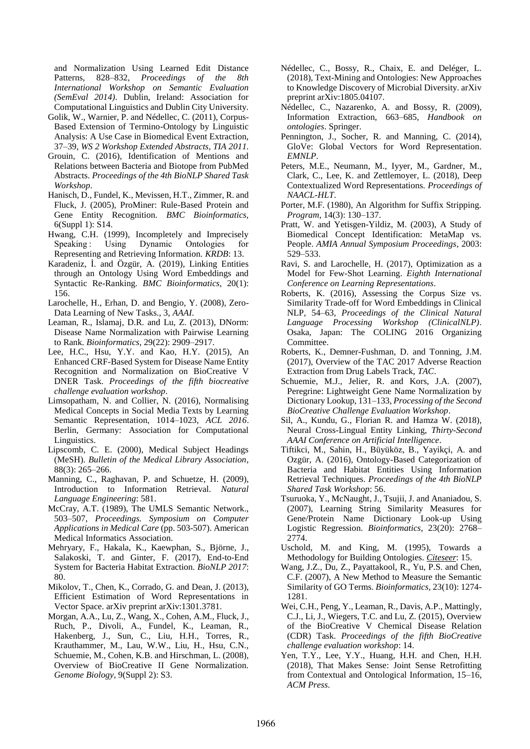and Normalization Using Learned Edit Distance Patterns, 828–832, *Proceedings of the 8th International Workshop on Semantic Evaluation (SemEval 2014)*. Dublin, Ireland: Association for Computational Linguistics and Dublin City University.

Golik, W., Warnier, P. and Nédellec, C. (2011), Corpus-Based Extension of Termino-Ontology by Linguistic Analysis: A Use Case in Biomedical Event Extraction, 37–39, *WS 2 Workshop Extended Abstracts, TIA 2011*.

Grouin, C. (2016), Identification of Mentions and Relations between Bacteria and Biotope from PubMed Abstracts. *Proceedings of the 4th BioNLP Shared Task Workshop*.

Hanisch, D., Fundel, K., Mevissen, H.T., Zimmer, R. and Fluck, J. (2005), ProMiner: Rule-Based Protein and Gene Entity Recognition. *BMC Bioinformatics*, 6(Suppl 1): S14.

Hwang, C.H. (1999), Incompletely and Imprecisely Speaking : Using Dynamic Ontologies for Representing and Retrieving Information. *KRDB*: 13.

Karadeniz, İ. and Özgür, A. (2019), Linking Entities through an Ontology Using Word Embeddings and Syntactic Re-Ranking. *BMC Bioinformatics*, 20(1): 156.

Larochelle, H., Erhan, D. and Bengio, Y. (2008), Zero-Data Learning of New Tasks., 3, *AAAI*.

Leaman, R., Islamaj, D.R. and Lu, Z. (2013), DNorm: Disease Name Normalization with Pairwise Learning to Rank. *Bioinformatics*, 29(22): 2909–2917.

Lee, H.C., Hsu, Y.Y. and Kao, H.Y. (2015), An Enhanced CRF-Based System for Disease Name Entity Recognition and Normalization on BioCreative V DNER Task. *Proceedings of the fifth biocreative challenge evaluation workshop*.

Limsopatham, N. and Collier, N. (2016), Normalising Medical Concepts in Social Media Texts by Learning Semantic Representation, 1014–1023, *ACL 2016*. Berlin, Germany: Association for Computational Linguistics.

Lipscomb, C. E. (2000), Medical Subject Headings (MeSH). *Bulletin of the Medical Library Association*, 88(3): 265–266.

Manning, C., Raghavan, P. and Schuetze, H. (2009), Introduction to Information Retrieval. *Natural Language Engineering*: 581.

McCray, A.T. (1989), The UMLS Semantic Network., 503–507, *Proceedings. Symposium on Computer Applications in Medical Care* (pp. 503-507). American Medical Informatics Association.

Mehryary, F., Hakala, K., Kaewphan, S., Björne, J., Salakoski, T. and Ginter, F. (2017), End-to-End System for Bacteria Habitat Extraction. *BioNLP 2017*: 80.

Mikolov, T., Chen, K., Corrado, G. and Dean, J. (2013), Efficient Estimation of Word Representations in Vector Space. arXiv preprint arXiv:1301.3781.

Morgan, A.A., Lu, Z., Wang, X., Cohen, A.M., Fluck, J., Ruch, P., Divoli, A., Fundel, K., Leaman, R., Hakenberg, J., Sun, C., Liu, H.H., Torres, R., Krauthammer, M., Lau, W.W., Liu, H., Hsu, C.N., Schuemie, M., Cohen, K.B. and Hirschman, L. (2008), Overview of BioCreative II Gene Normalization. *Genome Biology*, 9(Suppl 2): S3.

Nédellec, C., Bossy, R., Chaix, E. and Deléger, L. (2018), Text-Mining and Ontologies: New Approaches to Knowledge Discovery of Microbial Diversity. arXiv preprint arXiv:1805.04107.

Nédellec, C., Nazarenko, A. and Bossy, R. (2009), Information Extraction, 663–685, *Handbook on ontologies*. Springer.

Pennington, J., Socher, R. and Manning, C. (2014), GloVe: Global Vectors for Word Representation. *EMNLP*.

Peters, M.E., Neumann, M., Iyyer, M., Gardner, M., Clark, C., Lee, K. and Zettlemoyer, L. (2018), Deep Contextualized Word Representations. *Proceedings of NAACL-HLT*.

Porter, M.F. (1980), An Algorithm for Suffix Stripping. *Program*, 14(3): 130–137.

Pratt, W. and Yetisgen-Yildiz, M. (2003), A Study of Biomedical Concept Identification: MetaMap vs. People. *AMIA Annual Symposium Proceedings*, 2003: 529–533.

Ravi, S. and Larochelle, H. (2017), Optimization as a Model for Few-Shot Learning. *Eighth International Conference on Learning Representations*.

Roberts, K. (2016), Assessing the Corpus Size vs. Similarity Trade-off for Word Embeddings in Clinical NLP, 54–63, *Proceedings of the Clinical Natural Language Processing Workshop (ClinicalNLP)*. Osaka, Japan: The COLING 2016 Organizing Committee.

Roberts, K., Demner-Fushman, D. and Tonning, J.M. (2017), Overview of the TAC 2017 Adverse Reaction Extraction from Drug Labels Track, *TAC*.

Schuemie, M.J., Jelier, R. and Kors, J.A. (2007), Peregrine: Lightweight Gene Name Normalization by Dictionary Lookup, 131–133, *Processing of the Second BioCreative Challenge Evaluation Workshop*.

Sil, A., Kundu, G., Florian R. and Hamza W. (2018), Neural Cross-Lingual Entity Linking, *Thirty-Second AAAI Conference on Artificial Intelligence*.

Tiftikci, M., Sahin, H., Büyüköz, B., Yayikçi, A. and Ozgür, A. (2016), Ontology-Based Categorization of Bacteria and Habitat Entities Using Information Retrieval Techniques. *Proceedings of the 4th BioNLP Shared Task Workshop*: 56.

Tsuruoka, Y., McNaught, J., Tsujii, J. and Ananiadou, S. (2007), Learning String Similarity Measures for Gene/Protein Name Dictionary Look-up Using Logistic Regression. *Bioinformatics*, 23(20): 2768–2774.

Uschold, M. and King, M. (1995), Towards a Methodology for Building Ontologies. *Citeseer*: 15.

Wang, J.Z., Du, Z., Payattakool, R., Yu, P.S. and Chen, C.F. (2007), A New Method to Measure the Semantic Similarity of GO Terms. *Bioinformatics*, 23(10): 1274-1281.

Wei, C.H., Peng, Y., Leaman, R., Davis, A.P., Mattingly, C.J., Li, J., Wiegers, T.C. and Lu, Z. (2015), Overview of the BioCreative V Chemical Disease Relation (CDR) Task. *Proceedings of the fifth BioCreative challenge evaluation workshop*: 14.

Yen, T.Y., Lee, Y.Y., Huang, H.H. and Chen, H.H. (2018), That Makes Sense: Joint Sense Retrofitting from Contextual and Ontological Information, 15–16, *ACM Press*.